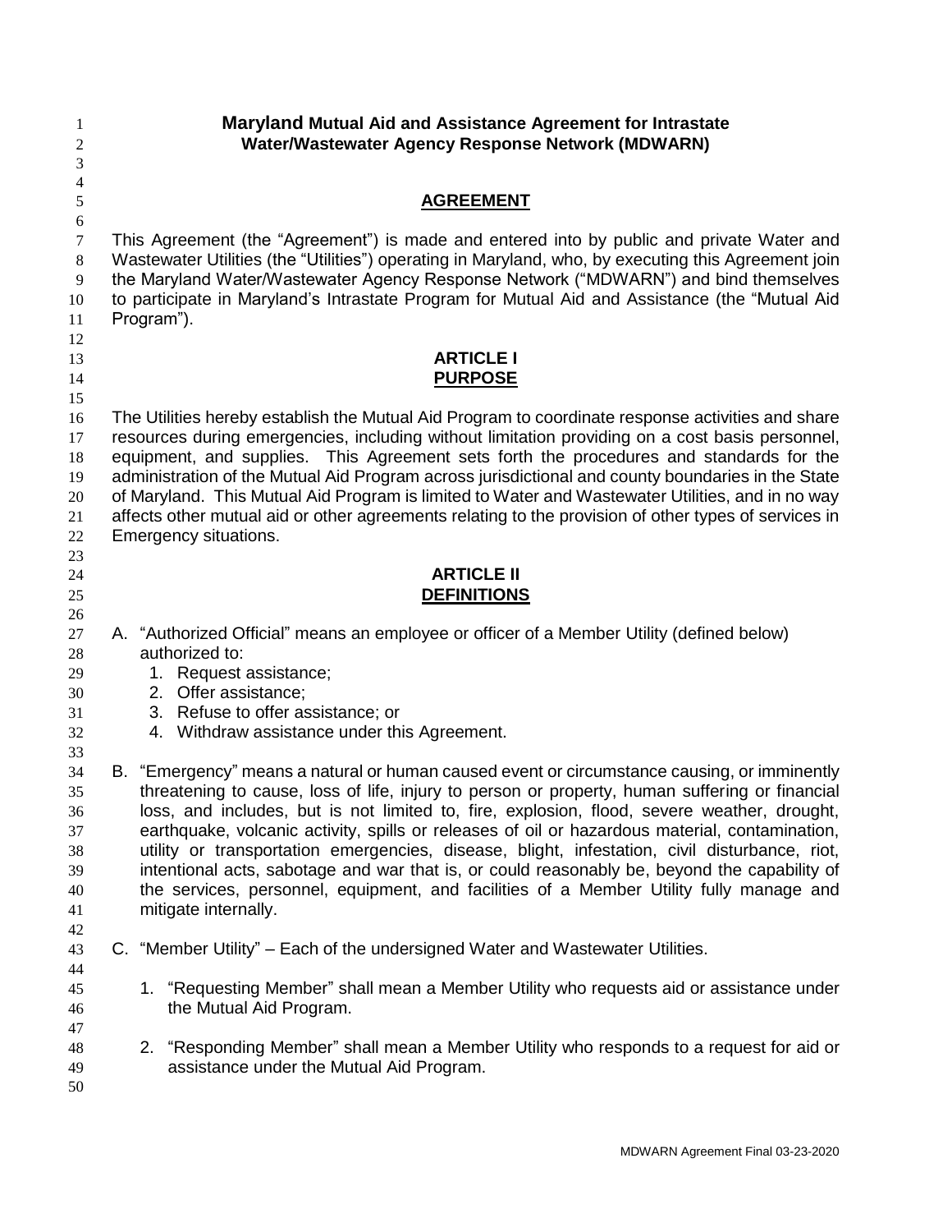# Maryland Mutual Aid and Assistance Agreement for Intrastate Water/Wastewater Agency Response Network (MDWARN)

## AGREEMENT

This Agreement (the "Agreement") is made and entered into by public and private Water and Wastewater Utilities (the "Utilities") operating in Maryland, who, by executing this Agreement join the Maryland Water/Wastewater Agency Response Network ("MDWARN") and bind themselves to participate in Maryland's Intrastate Program for Mutual Aid and Assistance (the "Mutual Aid Program").

## ARTICLE I
## PURPOSE

The Utilities hereby establish the Mutual Aid Program to coordinate response activities and share resources during emergencies, including without limitation providing on a cost basis personnel, equipment, and supplies. This Agreement sets forth the procedures and standards for the administration of the Mutual Aid Program across jurisdictional and county boundaries in the State of Maryland. This Mutual Aid Program is limited to Water and Wastewater Utilities, and in no way affects other mutual aid or other agreements relating to the provision of other types of services in Emergency situations.

## ARTICLE II
## DEFINITIONS

A. "Authorized Official" means an employee or officer of a Member Utility (defined below) authorized to:
   1. Request assistance;
   2. Offer assistance;
   3. Refuse to offer assistance; or
   4. Withdraw assistance under this Agreement.

B. "Emergency" means a natural or human caused event or circumstance causing, or imminently threatening to cause, loss of life, injury to person or property, human suffering or financial loss, and includes, but is not limited to, fire, explosion, flood, severe weather, drought, earthquake, volcanic activity, spills or releases of oil or hazardous material, contamination, utility or transportation emergencies, disease, blight, infestation, civil disturbance, riot, intentional acts, sabotage and war that is, or could reasonably be, beyond the capability of the services, personnel, equipment, and facilities of a Member Utility fully manage and mitigate internally.

C. "Member Utility" – Each of the undersigned Water and Wastewater Utilities.

   1. "Requesting Member" shall mean a Member Utility who requests aid or assistance under the Mutual Aid Program.

   2. "Responding Member" shall mean a Member Utility who responds to a request for aid or assistance under the Mutual Aid Program.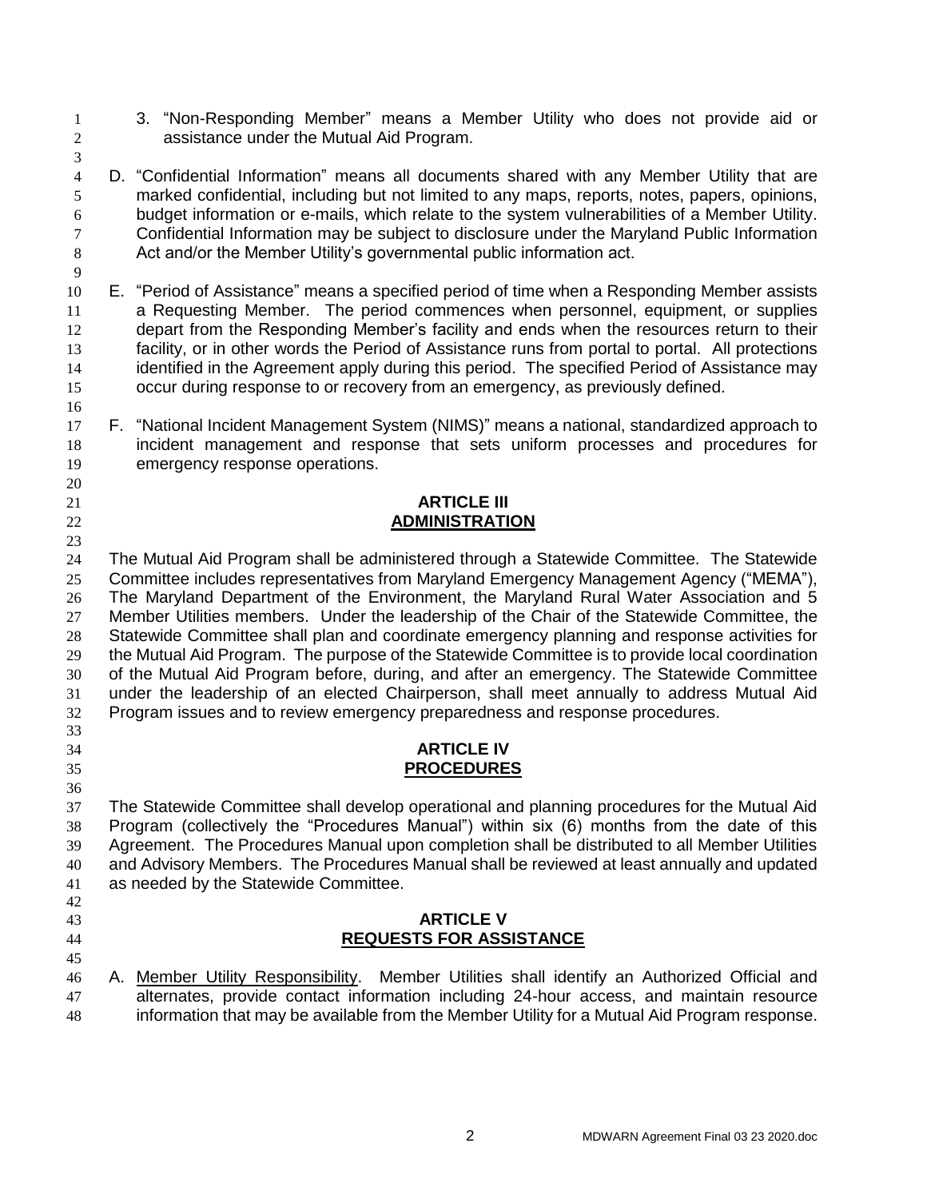3. "Non-Responding Member" means a Member Utility who does not provide aid or assistance under the Mutual Aid Program.

D. "Confidential Information" means all documents shared with any Member Utility that are marked confidential, including but not limited to any maps, reports, notes, papers, opinions, budget information or e-mails, which relate to the system vulnerabilities of a Member Utility. Confidential Information may be subject to disclosure under the Maryland Public Information Act and/or the Member Utility's governmental public information act.

E. "Period of Assistance" means a specified period of time when a Responding Member assists a Requesting Member. The period commences when personnel, equipment, or supplies depart from the Responding Member's facility and ends when the resources return to their facility, or in other words the Period of Assistance runs from portal to portal. All protections identified in the Agreement apply during this period. The specified Period of Assistance may occur during response to or recovery from an emergency, as previously defined.

F. "National Incident Management System (NIMS)" means a national, standardized approach to incident management and response that sets uniform processes and procedures for emergency response operations.

## ARTICLE III
## ADMINISTRATION

The Mutual Aid Program shall be administered through a Statewide Committee. The Statewide Committee includes representatives from Maryland Emergency Management Agency ("MEMA"), The Maryland Department of the Environment, the Maryland Rural Water Association and 5 Member Utilities members. Under the leadership of the Chair of the Statewide Committee, the Statewide Committee shall plan and coordinate emergency planning and response activities for the Mutual Aid Program. The purpose of the Statewide Committee is to provide local coordination of the Mutual Aid Program before, during, and after an emergency. The Statewide Committee under the leadership of an elected Chairperson, shall meet annually to address Mutual Aid Program issues and to review emergency preparedness and response procedures.

## ARTICLE IV
## PROCEDURES

The Statewide Committee shall develop operational and planning procedures for the Mutual Aid Program (collectively the "Procedures Manual") within six (6) months from the date of this Agreement. The Procedures Manual upon completion shall be distributed to all Member Utilities and Advisory Members. The Procedures Manual shall be reviewed at least annually and updated as needed by the Statewide Committee.

## ARTICLE V
## REQUESTS FOR ASSISTANCE

A. Member Utility Responsibility. Member Utilities shall identify an Authorized Official and alternates, provide contact information including 24-hour access, and maintain resource information that may be available from the Member Utility for a Mutual Aid Program response.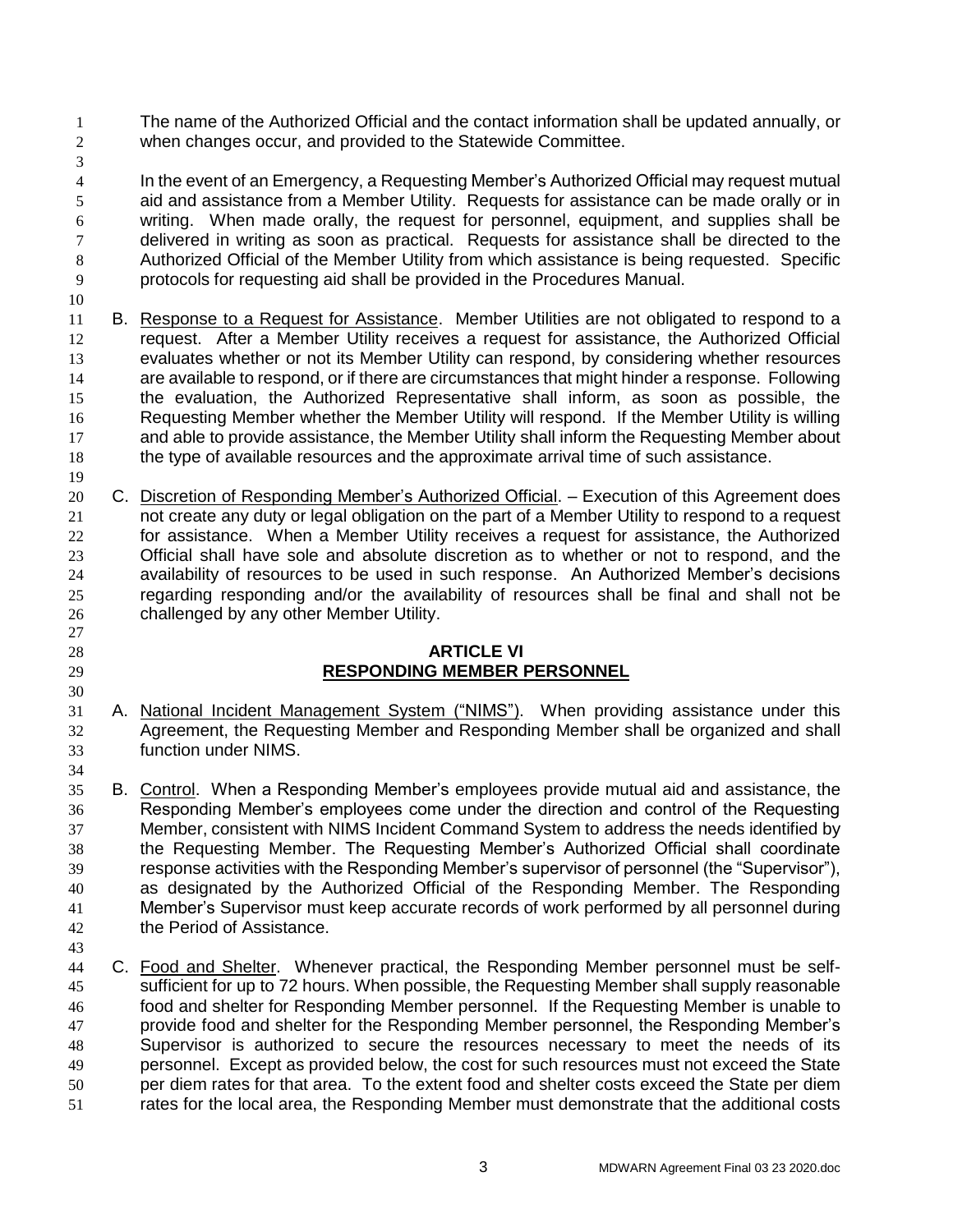The name of the Authorized Official and the contact information shall be updated annually, or when changes occur, and provided to the Statewide Committee.

In the event of an Emergency, a Requesting Member's Authorized Official may request mutual aid and assistance from a Member Utility. Requests for assistance can be made orally or in writing. When made orally, the request for personnel, equipment, and supplies shall be delivered in writing as soon as practical. Requests for assistance shall be directed to the Authorized Official of the Member Utility from which assistance is being requested. Specific protocols for requesting aid shall be provided in the Procedures Manual.

B. Response to a Request for Assistance. Member Utilities are not obligated to respond to a request. After a Member Utility receives a request for assistance, the Authorized Official evaluates whether or not its Member Utility can respond, by considering whether resources are available to respond, or if there are circumstances that might hinder a response. Following the evaluation, the Authorized Representative shall inform, as soon as possible, the Requesting Member whether the Member Utility will respond. If the Member Utility is willing and able to provide assistance, the Member Utility shall inform the Requesting Member about the type of available resources and the approximate arrival time of such assistance.

C. Discretion of Responding Member's Authorized Official. – Execution of this Agreement does not create any duty or legal obligation on the part of a Member Utility to respond to a request for assistance. When a Member Utility receives a request for assistance, the Authorized Official shall have sole and absolute discretion as to whether or not to respond, and the availability of resources to be used in such response. An Authorized Member's decisions regarding responding and/or the availability of resources shall be final and shall not be challenged by any other Member Utility.

## ARTICLE VI
## RESPONDING MEMBER PERSONNEL

A. National Incident Management System ("NIMS"). When providing assistance under this Agreement, the Requesting Member and Responding Member shall be organized and shall function under NIMS.

B. Control. When a Responding Member's employees provide mutual aid and assistance, the Responding Member's employees come under the direction and control of the Requesting Member, consistent with NIMS Incident Command System to address the needs identified by the Requesting Member. The Requesting Member's Authorized Official shall coordinate response activities with the Responding Member's supervisor of personnel (the "Supervisor"), as designated by the Authorized Official of the Responding Member. The Responding Member's Supervisor must keep accurate records of work performed by all personnel during the Period of Assistance.

C. Food and Shelter. Whenever practical, the Responding Member personnel must be self-sufficient for up to 72 hours. When possible, the Requesting Member shall supply reasonable food and shelter for Responding Member personnel. If the Requesting Member is unable to provide food and shelter for the Responding Member personnel, the Responding Member's Supervisor is authorized to secure the resources necessary to meet the needs of its personnel. Except as provided below, the cost for such resources must not exceed the State per diem rates for that area. To the extent food and shelter costs exceed the State per diem rates for the local area, the Responding Member must demonstrate that the additional costs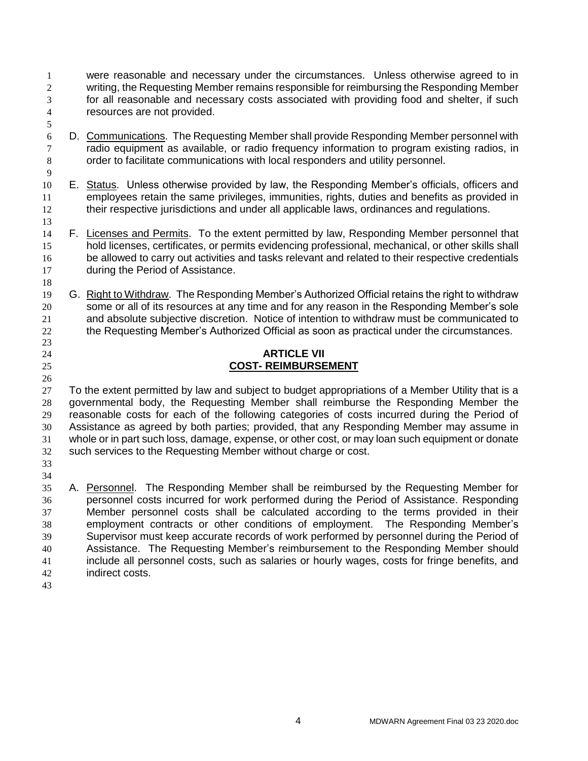were reasonable and necessary under the circumstances. Unless otherwise agreed to in writing, the Requesting Member remains responsible for reimbursing the Responding Member for all reasonable and necessary costs associated with providing food and shelter, if such resources are not provided.

D. Communications. The Requesting Member shall provide Responding Member personnel with radio equipment as available, or radio frequency information to program existing radios, in order to facilitate communications with local responders and utility personnel.

E. Status. Unless otherwise provided by law, the Responding Member's officials, officers and employees retain the same privileges, immunities, rights, duties and benefits as provided in their respective jurisdictions and under all applicable laws, ordinances and regulations.

F. Licenses and Permits. To the extent permitted by law, Responding Member personnel that hold licenses, certificates, or permits evidencing professional, mechanical, or other skills shall be allowed to carry out activities and tasks relevant and related to their respective credentials during the Period of Assistance.

G. Right to Withdraw. The Responding Member's Authorized Official retains the right to withdraw some or all of its resources at any time and for any reason in the Responding Member's sole and absolute subjective discretion. Notice of intention to withdraw must be communicated to the Requesting Member's Authorized Official as soon as practical under the circumstances.

## ARTICLE VII
## COST- REIMBURSEMENT

To the extent permitted by law and subject to budget appropriations of a Member Utility that is a governmental body, the Requesting Member shall reimburse the Responding Member the reasonable costs for each of the following categories of costs incurred during the Period of Assistance as agreed by both parties; provided, that any Responding Member may assume in whole or in part such loss, damage, expense, or other cost, or may loan such equipment or donate such services to the Requesting Member without charge or cost.

A. Personnel. The Responding Member shall be reimbursed by the Requesting Member for personnel costs incurred for work performed during the Period of Assistance. Responding Member personnel costs shall be calculated according to the terms provided in their employment contracts or other conditions of employment. The Responding Member's Supervisor must keep accurate records of work performed by personnel during the Period of Assistance. The Requesting Member's reimbursement to the Responding Member should include all personnel costs, such as salaries or hourly wages, costs for fringe benefits, and indirect costs.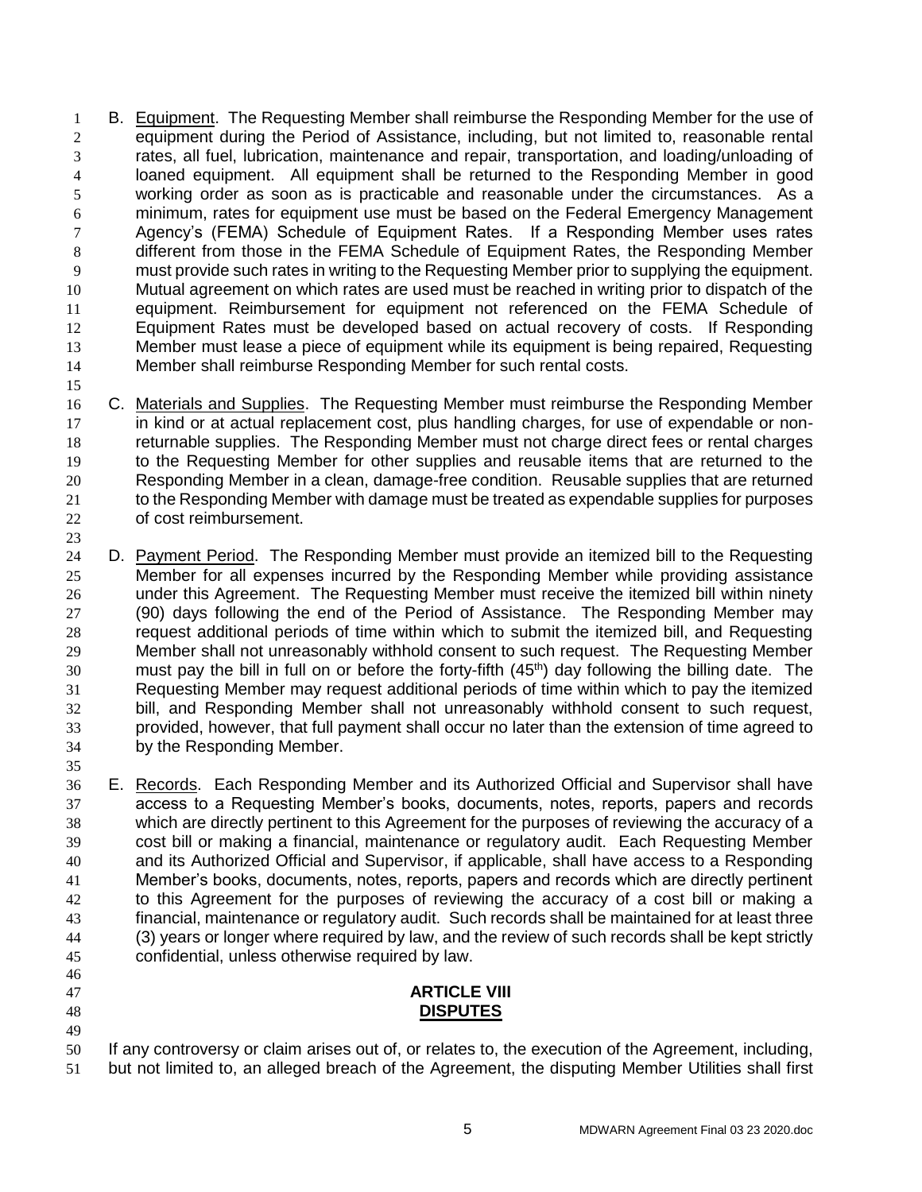B. Equipment. The Requesting Member shall reimburse the Responding Member for the use of equipment during the Period of Assistance, including, but not limited to, reasonable rental rates, all fuel, lubrication, maintenance and repair, transportation, and loading/unloading of loaned equipment. All equipment shall be returned to the Responding Member in good working order as soon as is practicable and reasonable under the circumstances. As a minimum, rates for equipment use must be based on the Federal Emergency Management Agency's (FEMA) Schedule of Equipment Rates. If a Responding Member uses rates different from those in the FEMA Schedule of Equipment Rates, the Responding Member must provide such rates in writing to the Requesting Member prior to supplying the equipment. Mutual agreement on which rates are used must be reached in writing prior to dispatch of the equipment. Reimbursement for equipment not referenced on the FEMA Schedule of Equipment Rates must be developed based on actual recovery of costs. If Responding Member must lease a piece of equipment while its equipment is being repaired, Requesting Member shall reimburse Responding Member for such rental costs.

C. Materials and Supplies. The Requesting Member must reimburse the Responding Member in kind or at actual replacement cost, plus handling charges, for use of expendable or non-returnable supplies. The Responding Member must not charge direct fees or rental charges to the Requesting Member for other supplies and reusable items that are returned to the Responding Member in a clean, damage-free condition. Reusable supplies that are returned to the Responding Member with damage must be treated as expendable supplies for purposes of cost reimbursement.

D. Payment Period. The Responding Member must provide an itemized bill to the Requesting Member for all expenses incurred by the Responding Member while providing assistance under this Agreement. The Requesting Member must receive the itemized bill within ninety (90) days following the end of the Period of Assistance. The Responding Member may request additional periods of time within which to submit the itemized bill, and Requesting Member shall not unreasonably withhold consent to such request. The Requesting Member must pay the bill in full on or before the forty-fifth (45th) day following the billing date. The Requesting Member may request additional periods of time within which to pay the itemized bill, and Responding Member shall not unreasonably withhold consent to such request, provided, however, that full payment shall occur no later than the extension of time agreed to by the Responding Member.

E. Records. Each Responding Member and its Authorized Official and Supervisor shall have access to a Requesting Member's books, documents, notes, reports, papers and records which are directly pertinent to this Agreement for the purposes of reviewing the accuracy of a cost bill or making a financial, maintenance or regulatory audit. Each Requesting Member and its Authorized Official and Supervisor, if applicable, shall have access to a Responding Member's books, documents, notes, reports, papers and records which are directly pertinent to this Agreement for the purposes of reviewing the accuracy of a cost bill or making a financial, maintenance or regulatory audit. Such records shall be maintained for at least three (3) years or longer where required by law, and the review of such records shall be kept strictly confidential, unless otherwise required by law.

## ARTICLE VIII
## DISPUTES

If any controversy or claim arises out of, or relates to, the execution of the Agreement, including, but not limited to, an alleged breach of the Agreement, the disputing Member Utilities shall first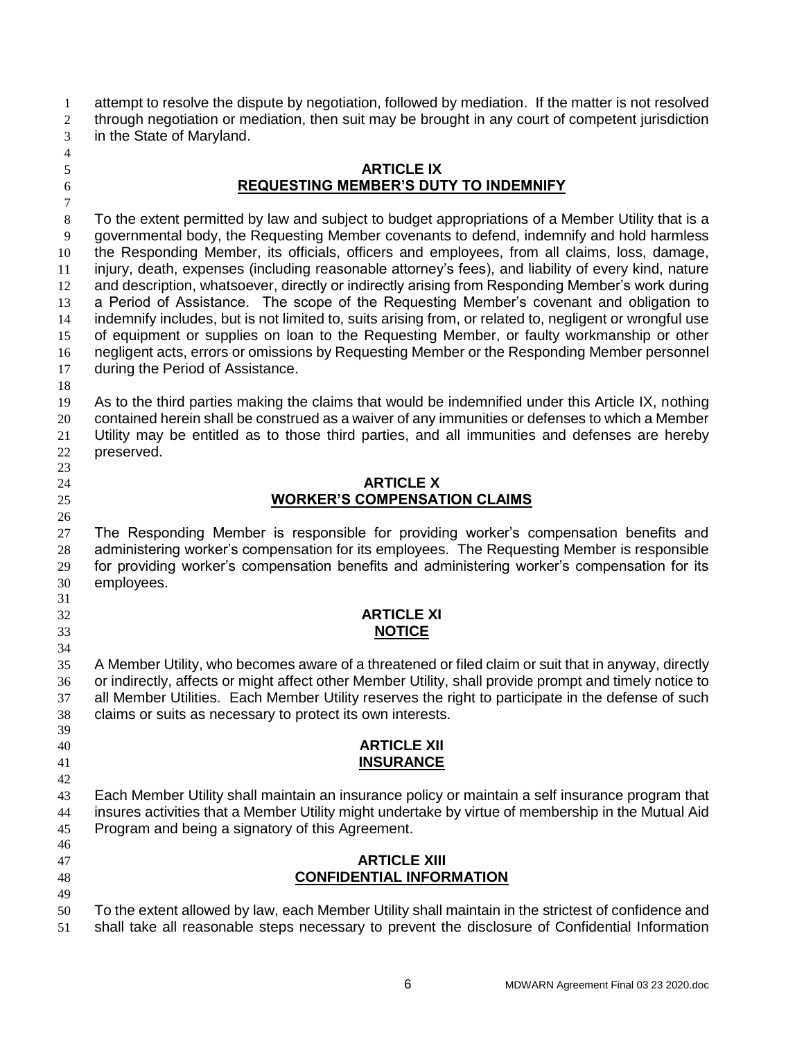attempt to resolve the dispute by negotiation, followed by mediation. If the matter is not resolved through negotiation or mediation, then suit may be brought in any court of competent jurisdiction in the State of Maryland.

## ARTICLE IX
## REQUESTING MEMBER'S DUTY TO INDEMNIFY

To the extent permitted by law and subject to budget appropriations of a Member Utility that is a governmental body, the Requesting Member covenants to defend, indemnify and hold harmless the Responding Member, its officials, officers and employees, from all claims, loss, damage, injury, death, expenses (including reasonable attorney's fees), and liability of every kind, nature and description, whatsoever, directly or indirectly arising from Responding Member's work during a Period of Assistance. The scope of the Requesting Member's covenant and obligation to indemnify includes, but is not limited to, suits arising from, or related to, negligent or wrongful use of equipment or supplies on loan to the Requesting Member, or faulty workmanship or other negligent acts, errors or omissions by Requesting Member or the Responding Member personnel during the Period of Assistance.

As to the third parties making the claims that would be indemnified under this Article IX, nothing contained herein shall be construed as a waiver of any immunities or defenses to which a Member Utility may be entitled as to those third parties, and all immunities and defenses are hereby preserved.

## ARTICLE X
## WORKER'S COMPENSATION CLAIMS

The Responding Member is responsible for providing worker's compensation benefits and administering worker's compensation for its employees. The Requesting Member is responsible for providing worker's compensation benefits and administering worker's compensation for its employees.

## ARTICLE XI
## NOTICE

A Member Utility, who becomes aware of a threatened or filed claim or suit that in anyway, directly or indirectly, affects or might affect other Member Utility, shall provide prompt and timely notice to all Member Utilities. Each Member Utility reserves the right to participate in the defense of such claims or suits as necessary to protect its own interests.

## ARTICLE XII
## INSURANCE

Each Member Utility shall maintain an insurance policy or maintain a self insurance program that insures activities that a Member Utility might undertake by virtue of membership in the Mutual Aid Program and being a signatory of this Agreement.

## ARTICLE XIII
## CONFIDENTIAL INFORMATION

To the extent allowed by law, each Member Utility shall maintain in the strictest of confidence and shall take all reasonable steps necessary to prevent the disclosure of Confidential Information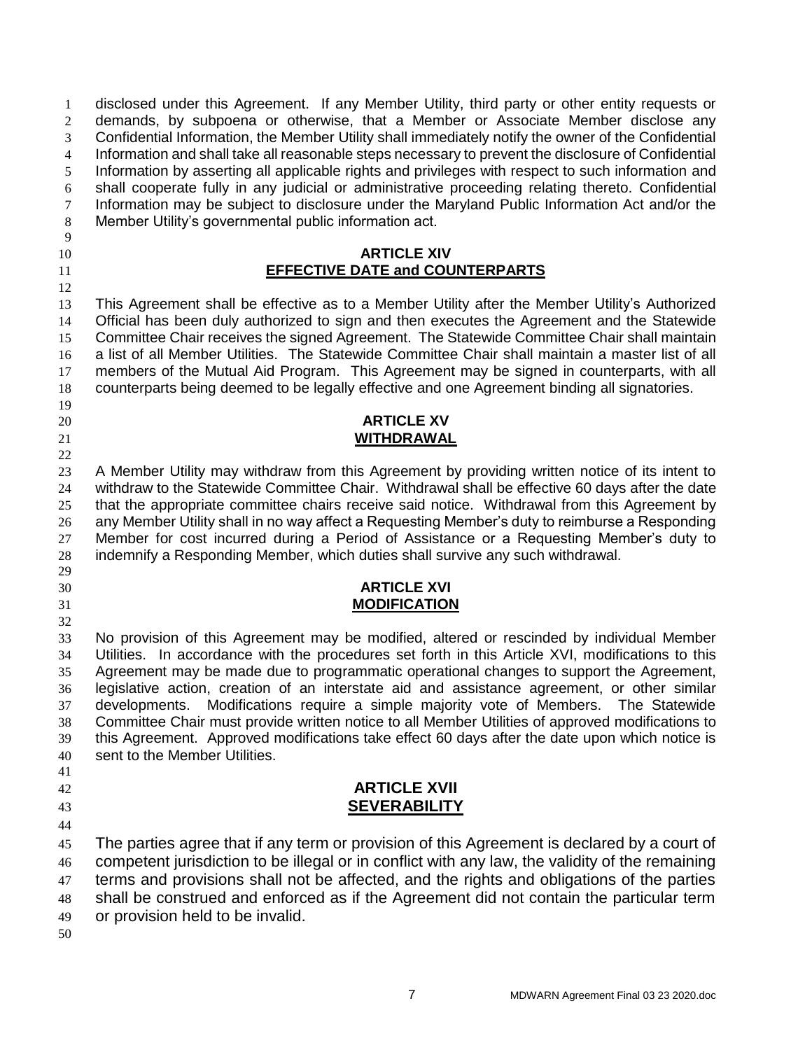disclosed under this Agreement. If any Member Utility, third party or other entity requests or demands, by subpoena or otherwise, that a Member or Associate Member disclose any Confidential Information, the Member Utility shall immediately notify the owner of the Confidential Information and shall take all reasonable steps necessary to prevent the disclosure of Confidential Information by asserting all applicable rights and privileges with respect to such information and shall cooperate fully in any judicial or administrative proceeding relating thereto. Confidential Information may be subject to disclosure under the Maryland Public Information Act and/or the Member Utility's governmental public information act.

## ARTICLE XIV
## EFFECTIVE DATE and COUNTERPARTS

This Agreement shall be effective as to a Member Utility after the Member Utility's Authorized Official has been duly authorized to sign and then executes the Agreement and the Statewide Committee Chair receives the signed Agreement. The Statewide Committee Chair shall maintain a list of all Member Utilities. The Statewide Committee Chair shall maintain a master list of all members of the Mutual Aid Program. This Agreement may be signed in counterparts, with all counterparts being deemed to be legally effective and one Agreement binding all signatories.

## ARTICLE XV
## WITHDRAWAL

A Member Utility may withdraw from this Agreement by providing written notice of its intent to withdraw to the Statewide Committee Chair. Withdrawal shall be effective 60 days after the date that the appropriate committee chairs receive said notice. Withdrawal from this Agreement by any Member Utility shall in no way affect a Requesting Member's duty to reimburse a Responding Member for cost incurred during a Period of Assistance or a Requesting Member's duty to indemnify a Responding Member, which duties shall survive any such withdrawal.

## ARTICLE XVI
## MODIFICATION

No provision of this Agreement may be modified, altered or rescinded by individual Member Utilities. In accordance with the procedures set forth in this Article XVI, modifications to this Agreement may be made due to programmatic operational changes to support the Agreement, legislative action, creation of an interstate aid and assistance agreement, or other similar developments. Modifications require a simple majority vote of Members. The Statewide Committee Chair must provide written notice to all Member Utilities of approved modifications to this Agreement. Approved modifications take effect 60 days after the date upon which notice is sent to the Member Utilities.

## ARTICLE XVII
## SEVERABILITY

The parties agree that if any term or provision of this Agreement is declared by a court of competent jurisdiction to be illegal or in conflict with any law, the validity of the remaining terms and provisions shall not be affected, and the rights and obligations of the parties shall be construed and enforced as if the Agreement did not contain the particular term or provision held to be invalid.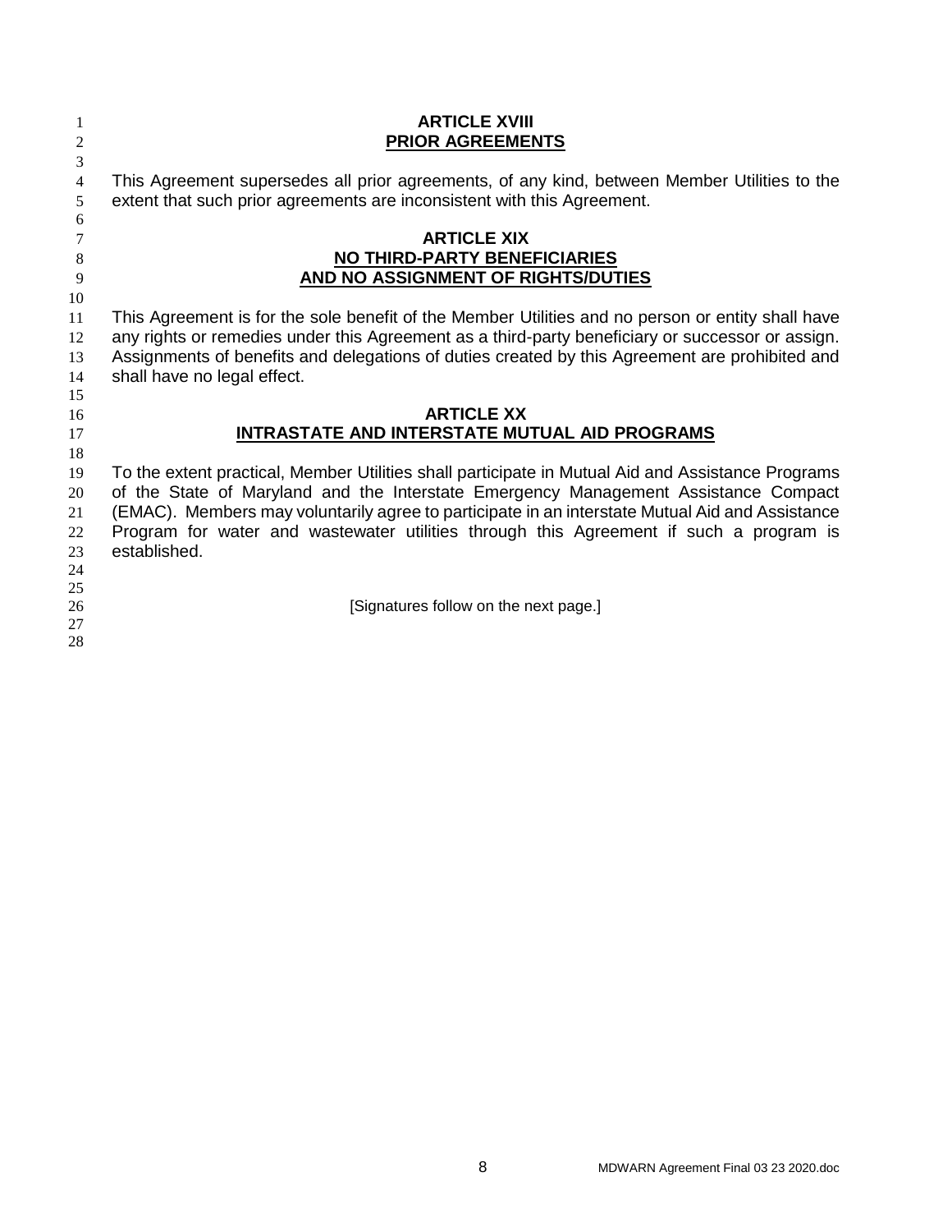## ARTICLE XVIII
## PRIOR AGREEMENTS

This Agreement supersedes all prior agreements, of any kind, between Member Utilities to the extent that such prior agreements are inconsistent with this Agreement.

## ARTICLE XIX
## NO THIRD-PARTY BENEFICIARIES AND NO ASSIGNMENT OF RIGHTS/DUTIES

This Agreement is for the sole benefit of the Member Utilities and no person or entity shall have any rights or remedies under this Agreement as a third-party beneficiary or successor or assign. Assignments of benefits and delegations of duties created by this Agreement are prohibited and shall have no legal effect.

## ARTICLE XX
## INTRASTATE AND INTERSTATE MUTUAL AID PROGRAMS

To the extent practical, Member Utilities shall participate in Mutual Aid and Assistance Programs of the State of Maryland and the Interstate Emergency Management Assistance Compact (EMAC). Members may voluntarily agree to participate in an interstate Mutual Aid and Assistance Program for water and wastewater utilities through this Agreement if such a program is established.

[Signatures follow on the next page.]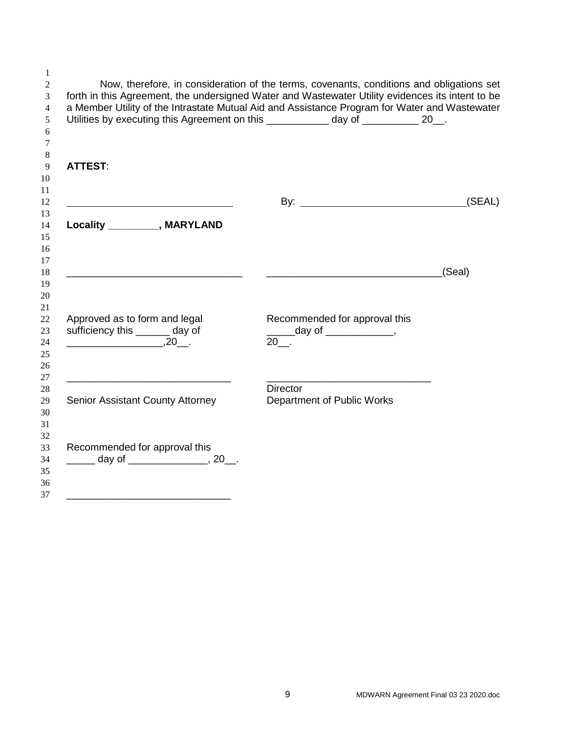Now, therefore, in consideration of the terms, covenants, conditions and obligations set forth in this Agreement, the undersigned Water and Wastewater Utility evidences its intent to be a Member Utility of the Intrastate Mutual Aid and Assistance Program for Water and Wastewater Utilities by executing this Agreement on this ___________ day of __________ 20__.

**ATTEST**:

______________________________ By: ______________________________(SEAL)

**Locality _________, MARYLAND**

______________________________ ______________________________(Seal)

Approved as to form and legal sufficiency this ______ day of _________________,20__.

Recommended for approval this _____day of ____________, 20__.

______________________________
Senior Assistant County Attorney

______________________________
Director
Department of Public Works

Recommended for approval this _____ day of ______________, 20__.

______________________________